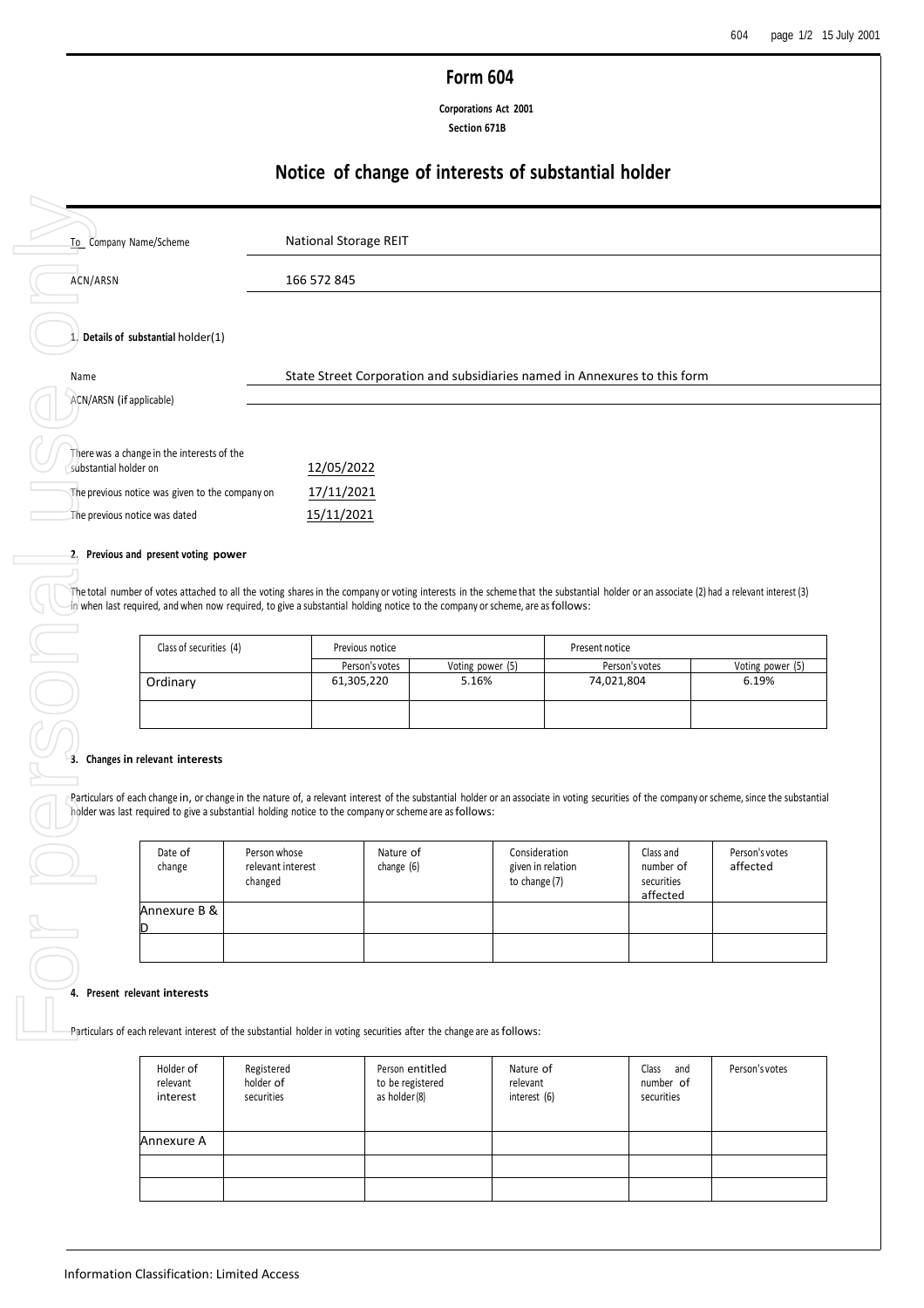# Form 604

**Corporations Act 2001**
**Section 671B**

## Notice of change of interests of substantial holder

| | |
|---|---|
| To Company Name/Scheme | National Storage REIT |
| ACN/ARSN | 166 572 845 |

**1. Details of substantial holder(1)**

| | |
|---|---|
| Name | State Street Corporation and subsidiaries named in Annexures to this form |
| ACN/ARSN (if applicable) | |

| | |
|---|---|
| There was a change in the interests of the substantial holder on | 12/05/2022 |
| The previous notice was given to the company on | 17/11/2021 |
| The previous notice was dated | 15/11/2021 |

**2. Previous and present voting power**

The total number of votes attached to all the voting shares in the company or voting interests in the scheme that the substantial holder or an associate (2) had a relevant interest (3) in when last required, and when now required, to give a substantial holding notice to the company or scheme, are as follows:

| Class of securities (4) | Previous notice | | Present notice | |
|---|---|---|---|---|
| | Person's votes | Voting power (5) | Person's votes | Voting power (5) |
| Ordinary | 61,305,220 | 5.16% | 74,021,804 | 6.19% |
| | | | | |

**3. Changes in relevant interests**

Particulars of each change in, or change in the nature of, a relevant interest of the substantial holder or an associate in voting securities of the company or scheme, since the substantial holder was last required to give a substantial holding notice to the company or scheme are as follows:

| Date of change | Person whose relevant interest changed | Nature of change (6) | Consideration given in relation to change (7) | Class and number of securities affected | Person's votes affected |
|---|---|---|---|---|---|
| Annexure B & D | | | | | |
| | | | | | |

**4. Present relevant interests**

Particulars of each relevant interest of the substantial holder in voting securities after the change are as follows:

| Holder of relevant interest | Registered holder of securities | Person entitled to be registered as holder (8) | Nature of relevant interest (6) | Class and number of securities | Person's votes |
|---|---|---|---|---|---|
| Annexure A | | | | | |
| | | | | | |
| | | | | | |

Information Classification: Limited Access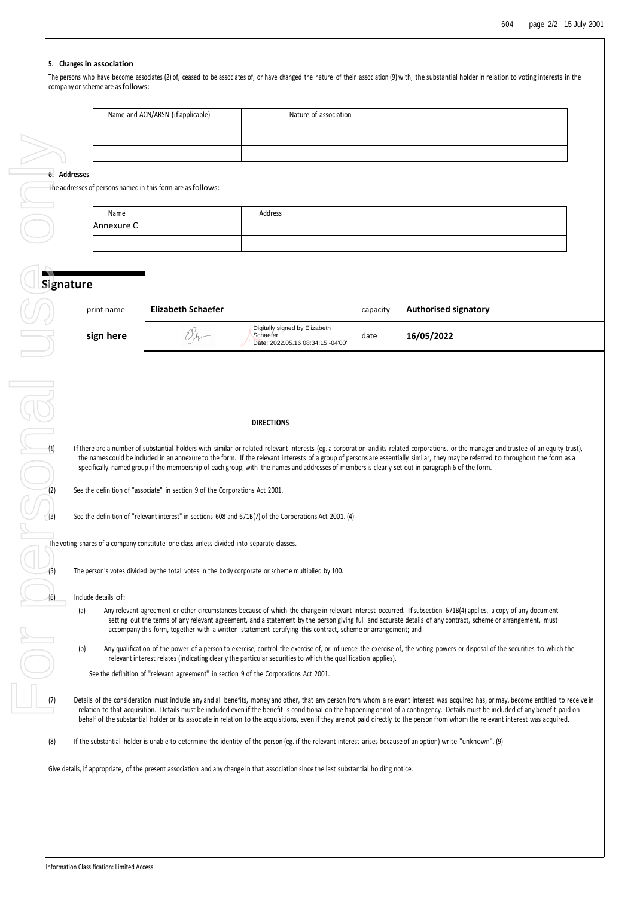### 5. Changes in association

The persons who have become associates (2) of, ceased to be associates of, or have changed the nature of their association (9) with, the substantial holder in relation to voting interests in the company or scheme are as follows:

| Name and ACN/ARSN (if applicable) | Nature of association |
|---|---|
| | |
| | |

### 6. Addresses

The addresses of persons named in this form are as follows:

| Name | Address |
|---|---|
| Annexure C | |
| | |

## Signature

| | | | | |
|---|---|---|---|---|
| print name | **Elizabeth Schaefer** | | capacity | **Authorised signatory** |
| **sign here** | | Digitally signed by Elizabeth Schaefer Date: 2022.05.16 08:34:15 -04'00' | date | **16/05/2022** |

**DIRECTIONS**

(1) If there are a number of substantial holders with similar or related relevant interests (eg. a corporation and its related corporations, or the manager and trustee of an equity trust), the names could be included in an annexure to the form. If the relevant interests of a group of persons are essentially similar, they may be referred to throughout the form as a specifically named group if the membership of each group, with the names and addresses of members is clearly set out in paragraph 6 of the form.

(2) See the definition of "associate" in section 9 of the Corporations Act 2001.

(3) See the definition of "relevant interest" in sections 608 and 671B(7) of the Corporations Act 2001. (4)

The voting shares of a company constitute one class unless divided into separate classes.

(5) The person's votes divided by the total votes in the body corporate or scheme multiplied by 100.

(6) Include details of:

(a) Any relevant agreement or other circumstances because of which the change in relevant interest occurred. If subsection 671B(4) applies, a copy of any document setting out the terms of any relevant agreement, and a statement by the person giving full and accurate details of any contract, scheme or arrangement, must accompany this form, together with a written statement certifying this contract, scheme or arrangement; and

(b) Any qualification of the power of a person to exercise, control the exercise of, or influence the exercise of, the voting powers or disposal of the securities to which the relevant interest relates (indicating clearly the particular securities to which the qualification applies).

See the definition of "relevant agreement" in section 9 of the Corporations Act 2001.

(7) Details of the consideration must include any and all benefits, money and other, that any person from whom a relevant interest was acquired has, or may, become entitled to receive in relation to that acquisition. Details must be included even if the benefit is conditional on the happening or not of a contingency. Details must be included of any benefit paid on behalf of the substantial holder or its associate in relation to the acquisitions, even if they are not paid directly to the person from whom the relevant interest was acquired.

(8) If the substantial holder is unable to determine the identity of the person (eg. if the relevant interest arises because of an option) write "unknown". (9)

Give details, if appropriate, of the present association and any change in that association since the last substantial holding notice.

Information Classification: Limited Access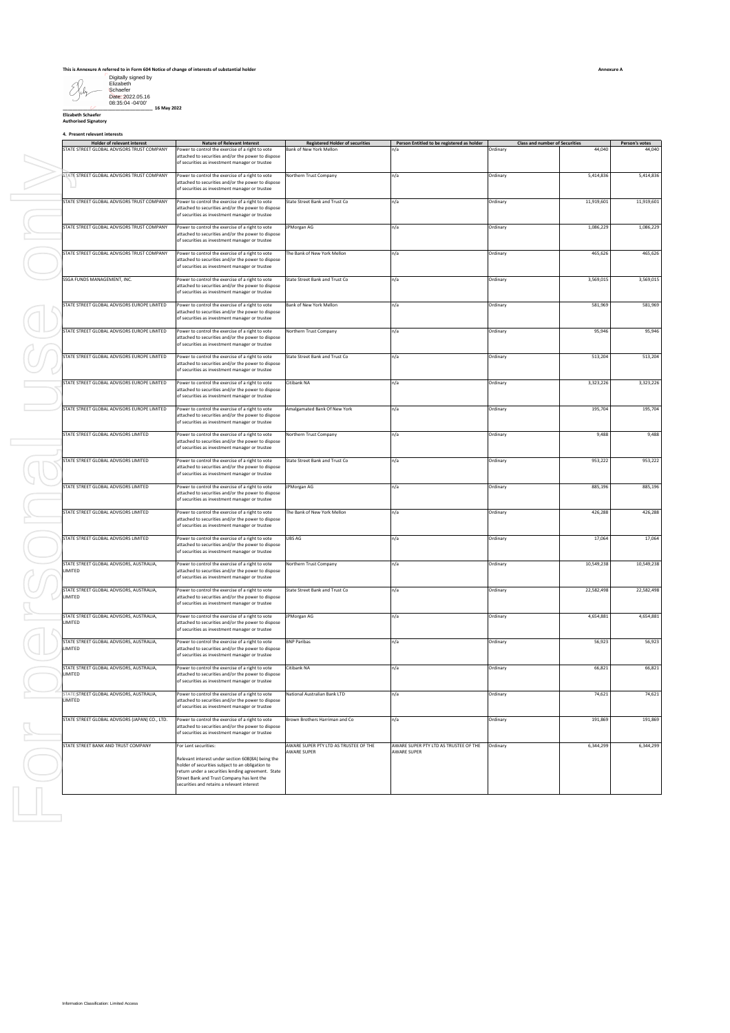This is Annexure A referred to in Form 604 Notice of change of interests of substantial holder

**Annexure A**

Digitally signed by Elizabeth Schaefer
Date: 2022.05.16 08:35:04 -04'00'

_______________ 16 May 2022

**Elizabeth Schaefer**
**Authorised Signatory**

**4. Present relevant interests**

| Holder of relevant interest | Nature of Relevant Interest | Registered Holder of securities | Person Entitled to be registered as holder | Class and number of Securities | | Person's votes |
|---|---|---|---|---|---|---|
| STATE STREET GLOBAL ADVISORS TRUST COMPANY | Power to control the exercise of a right to vote attached to securities and/or the power to dispose of securities as investment manager or trustee | Bank of New York Mellon | n/a | Ordinary | 44,040 | 44,040 |
| STATE STREET GLOBAL ADVISORS TRUST COMPANY | Power to control the exercise of a right to vote attached to securities and/or the power to dispose of securities as investment manager or trustee | Northern Trust Company | n/a | Ordinary | 5,414,836 | 5,414,836 |
| STATE STREET GLOBAL ADVISORS TRUST COMPANY | Power to control the exercise of a right to vote attached to securities and/or the power to dispose of securities as investment manager or trustee | State Street Bank and Trust Co | n/a | Ordinary | 11,919,601 | 11,919,601 |
| STATE STREET GLOBAL ADVISORS TRUST COMPANY | Power to control the exercise of a right to vote attached to securities and/or the power to dispose of securities as investment manager or trustee | JPMorgan AG | n/a | Ordinary | 1,086,229 | 1,086,229 |
| STATE STREET GLOBAL ADVISORS TRUST COMPANY | Power to control the exercise of a right to vote attached to securities and/or the power to dispose of securities as investment manager or trustee | The Bank of New York Mellon | n/a | Ordinary | 465,626 | 465,626 |
| SSGA FUNDS MANAGEMENT, INC. | Power to control the exercise of a right to vote attached to securities and/or the power to dispose of securities as investment manager or trustee | State Street Bank and Trust Co | n/a | Ordinary | 3,569,015 | 3,569,015 |
| STATE STREET GLOBAL ADVISORS EUROPE LIMITED | Power to control the exercise of a right to vote attached to securities and/or the power to dispose of securities as investment manager or trustee | Bank of New York Mellon | n/a | Ordinary | 581,969 | 581,969 |
| STATE STREET GLOBAL ADVISORS EUROPE LIMITED | Power to control the exercise of a right to vote attached to securities and/or the power to dispose of securities as investment manager or trustee | Northern Trust Company | n/a | Ordinary | 95,946 | 95,946 |
| STATE STREET GLOBAL ADVISORS EUROPE LIMITED | Power to control the exercise of a right to vote attached to securities and/or the power to dispose of securities as investment manager or trustee | State Street Bank and Trust Co | n/a | Ordinary | 513,204 | 513,204 |
| STATE STREET GLOBAL ADVISORS EUROPE LIMITED | Power to control the exercise of a right to vote attached to securities and/or the power to dispose of securities as investment manager or trustee | Citibank NA | n/a | Ordinary | 3,323,226 | 3,323,226 |
| STATE STREET GLOBAL ADVISORS EUROPE LIMITED | Power to control the exercise of a right to vote attached to securities and/or the power to dispose of securities as investment manager or trustee | Amalgamated Bank Of New York | n/a | Ordinary | 195,704 | 195,704 |
| STATE STREET GLOBAL ADVISORS LIMITED | Power to control the exercise of a right to vote attached to securities and/or the power to dispose of securities as investment manager or trustee | Northern Trust Company | n/a | Ordinary | 9,488 | 9,488 |
| STATE STREET GLOBAL ADVISORS LIMITED | Power to control the exercise of a right to vote attached to securities and/or the power to dispose of securities as investment manager or trustee | State Street Bank and Trust Co | n/a | Ordinary | 953,222 | 953,222 |
| STATE STREET GLOBAL ADVISORS LIMITED | Power to control the exercise of a right to vote attached to securities and/or the power to dispose of securities as investment manager or trustee | JPMorgan AG | n/a | Ordinary | 885,196 | 885,196 |
| STATE STREET GLOBAL ADVISORS LIMITED | Power to control the exercise of a right to vote attached to securities and/or the power to dispose of securities as investment manager or trustee | The Bank of New York Mellon | n/a | Ordinary | 426,288 | 426,288 |
| STATE STREET GLOBAL ADVISORS LIMITED | Power to control the exercise of a right to vote attached to securities and/or the power to dispose of securities as investment manager or trustee | UBS AG | n/a | Ordinary | 17,064 | 17,064 |
| STATE STREET GLOBAL ADVISORS, AUSTRALIA, LIMITED | Power to control the exercise of a right to vote attached to securities and/or the power to dispose of securities as investment manager or trustee | Northern Trust Company | n/a | Ordinary | 10,549,238 | 10,549,238 |
| STATE STREET GLOBAL ADVISORS, AUSTRALIA, LIMITED | Power to control the exercise of a right to vote attached to securities and/or the power to dispose of securities as investment manager or trustee | State Street Bank and Trust Co | n/a | Ordinary | 22,582,498 | 22,582,498 |
| STATE STREET GLOBAL ADVISORS, AUSTRALIA, LIMITED | Power to control the exercise of a right to vote attached to securities and/or the power to dispose of securities as investment manager or trustee | JPMorgan AG | n/a | Ordinary | 4,654,881 | 4,654,881 |
| STATE STREET GLOBAL ADVISORS, AUSTRALIA, LIMITED | Power to control the exercise of a right to vote attached to securities and/or the power to dispose of securities as investment manager or trustee | BNP Paribas | n/a | Ordinary | 56,923 | 56,923 |
| STATE STREET GLOBAL ADVISORS, AUSTRALIA, LIMITED | Power to control the exercise of a right to vote attached to securities and/or the power to dispose of securities as investment manager or trustee | Citibank NA | n/a | Ordinary | 66,821 | 66,821 |
| STATE STREET GLOBAL ADVISORS, AUSTRALIA, LIMITED | Power to control the exercise of a right to vote attached to securities and/or the power to dispose of securities as investment manager or trustee | National Australian Bank LTD | n/a | Ordinary | 74,621 | 74,621 |
| STATE STREET GLOBAL ADVISORS (JAPAN) CO., LTD. | Power to control the exercise of a right to vote attached to securities and/or the power to dispose of securities as investment manager or trustee | Brown Brothers Harriman and Co | n/a | Ordinary | 191,869 | 191,869 |
| STATE STREET BANK AND TRUST COMPANY | For Lent securities: Relevant interest under section 608(8A) being the holder of securities subject to an obligation to return under a securities lending agreement. State Street Bank and Trust Company has lent the securities and retains a relevant interest | AWARE SUPER PTY LTD AS TRUSTEE OF THE AWARE SUPER | AWARE SUPER PTY LTD AS TRUSTEE OF THE AWARE SUPER | Ordinary | 6,344,299 | 6,344,299 |

Information Classification: Limited Access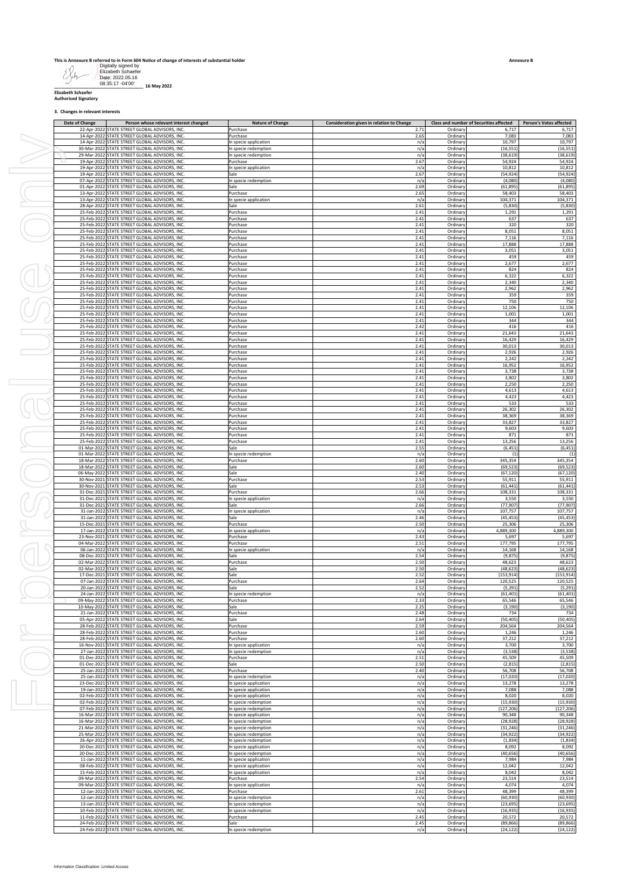This is Annexure B referred to in Form 604 Notice of change of interests of substantial holder

Annexure B

Digitally signed by Elizabeth Schaefer
Date: 2022.05.16 08:35:17 -04'00'

16 May 2022

**Elizabeth Schaefer**
**Authorised Signatory**

**3. Changes in relevant interests**

| Date of Change | Person whose relevant interest changed | Nature of Change | Consideration given in relation to Change | Class and number of Securities affected | | Person's Votes affected |
|---|---|---|---|---|---|---|
| 22-Apr-2022 | STATE STREET GLOBAL ADVISORS, INC. | Purchase | 2.71 | Ordinary | 6,717 | 6,717 |
| 14-Apr-2022 | STATE STREET GLOBAL ADVISORS, INC. | Purchase | 2.65 | Ordinary | 7,083 | 7,083 |
| 14-Apr-2022 | STATE STREET GLOBAL ADVISORS, INC. | In specie application | n/a | Ordinary | 10,797 | 10,797 |
| 30-Mar-2022 | STATE STREET GLOBAL ADVISORS, INC. | In specie redemption | n/a | Ordinary | (16,551) | (16,551) |
| 29-Mar-2022 | STATE STREET GLOBAL ADVISORS, INC. | In specie redemption | n/a | Ordinary | (38,619) | (38,619) |
| 19-Apr-2022 | STATE STREET GLOBAL ADVISORS, INC. | Purchase | 2.67 | Ordinary | 54,924 | 54,924 |
| 19-Apr-2022 | STATE STREET GLOBAL ADVISORS, INC. | In specie application | n/a | Ordinary | 10,812 | 10,812 |
| 19-Apr-2022 | STATE STREET GLOBAL ADVISORS, INC. | Sale | 2.67 | Ordinary | (54,924) | (54,924) |
| 07-Apr-2022 | STATE STREET GLOBAL ADVISORS, INC. | In specie redemption | n/a | Ordinary | (4,080) | (4,080) |
| 01-Apr-2022 | STATE STREET GLOBAL ADVISORS, INC. | Sale | 2.69 | Ordinary | (61,895) | (61,895) |
| 13-Apr-2022 | STATE STREET GLOBAL ADVISORS, INC. | Purchase | 2.65 | Ordinary | 58,403 | 58,403 |
| 13-Apr-2022 | STATE STREET GLOBAL ADVISORS, INC. | In specie application | n/a | Ordinary | 104,371 | 104,371 |
| 28-Apr-2022 | STATE STREET GLOBAL ADVISORS, INC. | Sale | 2.61 | Ordinary | (5,830) | (5,830) |
| 25-Feb-2022 | STATE STREET GLOBAL ADVISORS, INC. | Purchase | 2.41 | Ordinary | 1,291 | 1,291 |
| 25-Feb-2022 | STATE STREET GLOBAL ADVISORS, INC. | Purchase | 2.41 | Ordinary | 637 | 637 |
| 25-Feb-2022 | STATE STREET GLOBAL ADVISORS, INC. | Purchase | 2.41 | Ordinary | 320 | 320 |
| 25-Feb-2022 | STATE STREET GLOBAL ADVISORS, INC. | Purchase | 2.41 | Ordinary | 8,051 | 8,051 |
| 25-Feb-2022 | STATE STREET GLOBAL ADVISORS, INC. | Purchase | 2.41 | Ordinary | 7,116 | 7,116 |
| 25-Feb-2022 | STATE STREET GLOBAL ADVISORS, INC. | Purchase | 2.41 | Ordinary | 17,888 | 17,888 |
| 25-Feb-2022 | STATE STREET GLOBAL ADVISORS, INC. | Purchase | 2.41 | Ordinary | 3,051 | 3,051 |
| 25-Feb-2022 | STATE STREET GLOBAL ADVISORS, INC. | Purchase | 2.41 | Ordinary | 459 | 459 |
| 25-Feb-2022 | STATE STREET GLOBAL ADVISORS, INC. | Purchase | 2.41 | Ordinary | 2,677 | 2,677 |
| 25-Feb-2022 | STATE STREET GLOBAL ADVISORS, INC. | Purchase | 2.41 | Ordinary | 824 | 824 |
| 25-Feb-2022 | STATE STREET GLOBAL ADVISORS, INC. | Purchase | 2.41 | Ordinary | 6,322 | 6,322 |
| 25-Feb-2022 | STATE STREET GLOBAL ADVISORS, INC. | Purchase | 2.41 | Ordinary | 2,340 | 2,340 |
| 25-Feb-2022 | STATE STREET GLOBAL ADVISORS, INC. | Purchase | 2.41 | Ordinary | 2,962 | 2,962 |
| 25-Feb-2022 | STATE STREET GLOBAL ADVISORS, INC. | Purchase | 2.41 | Ordinary | 359 | 359 |
| 25-Feb-2022 | STATE STREET GLOBAL ADVISORS, INC. | Purchase | 2.41 | Ordinary | 750 | 750 |
| 25-Feb-2022 | STATE STREET GLOBAL ADVISORS, INC. | Purchase | 2.41 | Ordinary | 12,106 | 12,106 |
| 25-Feb-2022 | STATE STREET GLOBAL ADVISORS, INC. | Purchase | 2.41 | Ordinary | 1,001 | 1,001 |
| 25-Feb-2022 | STATE STREET GLOBAL ADVISORS, INC. | Purchase | 2.41 | Ordinary | 344 | 344 |
| 25-Feb-2022 | STATE STREET GLOBAL ADVISORS, INC. | Purchase | 2.42 | Ordinary | 416 | 416 |
| 25-Feb-2022 | STATE STREET GLOBAL ADVISORS, INC. | Purchase | 2.41 | Ordinary | 21,643 | 21,643 |
| 25-Feb-2022 | STATE STREET GLOBAL ADVISORS, INC. | Purchase | 2.41 | Ordinary | 16,429 | 16,429 |
| 25-Feb-2022 | STATE STREET GLOBAL ADVISORS, INC. | Purchase | 2.41 | Ordinary | 30,013 | 30,013 |
| 25-Feb-2022 | STATE STREET GLOBAL ADVISORS, INC. | Purchase | 2.41 | Ordinary | 2,926 | 2,926 |
| 25-Feb-2022 | STATE STREET GLOBAL ADVISORS, INC. | Purchase | 2.41 | Ordinary | 2,242 | 2,242 |
| 25-Feb-2022 | STATE STREET GLOBAL ADVISORS, INC. | Purchase | 2.41 | Ordinary | 16,952 | 16,952 |
| 25-Feb-2022 | STATE STREET GLOBAL ADVISORS, INC. | Purchase | 2.41 | Ordinary | 3,738 | 3,738 |
| 25-Feb-2022 | STATE STREET GLOBAL ADVISORS, INC. | Purchase | 2.41 | Ordinary | 3,802 | 3,802 |
| 25-Feb-2022 | STATE STREET GLOBAL ADVISORS, INC. | Purchase | 2.41 | Ordinary | 2,250 | 2,250 |
| 25-Feb-2022 | STATE STREET GLOBAL ADVISORS, INC. | Purchase | 2.41 | Ordinary | 4,613 | 4,613 |
| 25-Feb-2022 | STATE STREET GLOBAL ADVISORS, INC. | Purchase | 2.41 | Ordinary | 4,423 | 4,423 |
| 25-Feb-2022 | STATE STREET GLOBAL ADVISORS, INC. | Purchase | 2.41 | Ordinary | 533 | 533 |
| 25-Feb-2022 | STATE STREET GLOBAL ADVISORS, INC. | Purchase | 2.41 | Ordinary | 26,302 | 26,302 |
| 25-Feb-2022 | STATE STREET GLOBAL ADVISORS, INC. | Purchase | 2.41 | Ordinary | 38,369 | 38,369 |
| 25-Feb-2022 | STATE STREET GLOBAL ADVISORS, INC. | Purchase | 2.41 | Ordinary | 33,827 | 33,827 |
| 25-Feb-2022 | STATE STREET GLOBAL ADVISORS, INC. | Purchase | 2.41 | Ordinary | 9,603 | 9,603 |
| 25-Feb-2022 | STATE STREET GLOBAL ADVISORS, INC. | Purchase | 2.41 | Ordinary | 871 | 871 |
| 25-Feb-2022 | STATE STREET GLOBAL ADVISORS, INC. | Purchase | 2.41 | Ordinary | 13,256 | 13,256 |
| 01-Mar-2022 | STATE STREET GLOBAL ADVISORS, INC. | Sale | 2.55 | Ordinary | (6,451) | (6,451) |
| 01-Mar-2022 | STATE STREET GLOBAL ADVISORS, INC. | In specie redemption | n/a | Ordinary | (1) | (1) |
| 18-Mar-2022 | STATE STREET GLOBAL ADVISORS, INC. | Purchase | 2.60 | Ordinary | 345,354 | 345,354 |
| 18-Mar-2022 | STATE STREET GLOBAL ADVISORS, INC. | Sale | 2.60 | Ordinary | (69,523) | (69,523) |
| 06-May-2022 | STATE STREET GLOBAL ADVISORS, INC. | Sale | 2.40 | Ordinary | (67,120) | (67,120) |
| 30-Nov-2021 | STATE STREET GLOBAL ADVISORS, INC. | Purchase | 2.53 | Ordinary | 55,911 | 55,911 |
| 30-Nov-2021 | STATE STREET GLOBAL ADVISORS, INC. | Sale | 2.53 | Ordinary | (61,441) | (61,441) |
| 31-Dec-2021 | STATE STREET GLOBAL ADVISORS, INC. | Purchase | 2.66 | Ordinary | 108,331 | 108,331 |
| 31-Dec-2021 | STATE STREET GLOBAL ADVISORS, INC. | In specie application | n/a | Ordinary | 3,550 | 3,550 |
| 31-Dec-2021 | STATE STREET GLOBAL ADVISORS, INC. | Sale | 2.66 | Ordinary | (77,907) | (77,907) |
| 31-Jan-2022 | STATE STREET GLOBAL ADVISORS, INC. | In specie application | n/a | Ordinary | 107,757 | 107,757 |
| 31-Jan-2022 | STATE STREET GLOBAL ADVISORS, INC. | Sale | 2.46 | Ordinary | (45,453) | (45,453) |
| 15-Dec-2021 | STATE STREET GLOBAL ADVISORS, INC. | Purchase | 2.50 | Ordinary | 25,306 | 25,306 |
| 17-Jan-2022 | STATE STREET GLOBAL ADVISORS, INC. | In specie application | n/a | Ordinary | 4,889,300 | 4,889,300 |
| 23-Nov-2021 | STATE STREET GLOBAL ADVISORS, INC. | Purchase | 2.43 | Ordinary | 5,697 | 5,697 |
| 04-Mar-2022 | STATE STREET GLOBAL ADVISORS, INC. | Purchase | 2.51 | Ordinary | 177,795 | 177,795 |
| 06-Jan-2022 | STATE STREET GLOBAL ADVISORS, INC. | In specie application | n/a | Ordinary | 14,168 | 14,168 |
| 08-Dec-2021 | STATE STREET GLOBAL ADVISORS, INC. | Sale | 2.54 | Ordinary | (9,875) | (9,875) |
| 02-Mar-2022 | STATE STREET GLOBAL ADVISORS, INC. | Purchase | 2.50 | Ordinary | 48,623 | 48,623 |
| 02-Mar-2022 | STATE STREET GLOBAL ADVISORS, INC. | Sale | 2.50 | Ordinary | (48,623) | (48,623) |
| 17-Dec-2021 | STATE STREET GLOBAL ADVISORS, INC. | Sale | 2.52 | Ordinary | (153,914) | (153,914) |
| 07-Jan-2022 | STATE STREET GLOBAL ADVISORS, INC. | Purchase | 2.64 | Ordinary | 120,525 | 120,525 |
| 20-Jan-2022 | STATE STREET GLOBAL ADVISORS, INC. | Sale | 2.52 | Ordinary | (5,291) | (5,291) |
| 24-Jan-2022 | STATE STREET GLOBAL ADVISORS, INC. | In specie redemption | n/a | Ordinary | (61,401) | (61,401) |
| 09-May-2022 | STATE STREET GLOBAL ADVISORS, INC. | Purchase | 2.33 | Ordinary | 65,546 | 65,546 |
| 10-May-2022 | STATE STREET GLOBAL ADVISORS, INC. | Sale | 2.25 | Ordinary | (3,190) | (3,190) |
| 21-Jan-2022 | STATE STREET GLOBAL ADVISORS, INC. | Purchase | 2.48 | Ordinary | 734 | 734 |
| 05-Apr-2022 | STATE STREET GLOBAL ADVISORS, INC. | Sale | 2.64 | Ordinary | (50,405) | (50,405) |
| 28-Feb-2022 | STATE STREET GLOBAL ADVISORS, INC. | Purchase | 2.59 | Ordinary | 204,564 | 204,564 |
| 28-Feb-2022 | STATE STREET GLOBAL ADVISORS, INC. | Purchase | 2.60 | Ordinary | 1,246 | 1,246 |
| 28-Feb-2022 | STATE STREET GLOBAL ADVISORS, INC. | Purchase | 2.60 | Ordinary | 37,212 | 37,212 |
| 16-Nov-2021 | STATE STREET GLOBAL ADVISORS, INC. | In specie application | n/a | Ordinary | 3,700 | 3,700 |
| 27-Jan-2022 | STATE STREET GLOBAL ADVISORS, INC. | In specie redemption | n/a | Ordinary | (3,538) | (3,538) |
| 01-Dec-2021 | STATE STREET GLOBAL ADVISORS, INC. | Purchase | 2.51 | Ordinary | 45,509 | 45,509 |
| 01-Dec-2021 | STATE STREET GLOBAL ADVISORS, INC. | Sale | 2.50 | Ordinary | (2,815) | (2,815) |
| 25-Jan-2022 | STATE STREET GLOBAL ADVISORS, INC. | Purchase | 2.40 | Ordinary | 56,708 | 56,708 |
| 25-Jan-2022 | STATE STREET GLOBAL ADVISORS, INC. | In specie redemption | n/a | Ordinary | (17,020) | (17,020) |
| 23-Dec-2021 | STATE STREET GLOBAL ADVISORS, INC. | In specie application | n/a | Ordinary | 13,278 | 13,278 |
| 19-Jan-2022 | STATE STREET GLOBAL ADVISORS, INC. | In specie application | n/a | Ordinary | 7,088 | 7,088 |
| 02-Feb-2022 | STATE STREET GLOBAL ADVISORS, INC. | In specie application | n/a | Ordinary | 8,020 | 8,020 |
| 02-Feb-2022 | STATE STREET GLOBAL ADVISORS, INC. | In specie redemption | n/a | Ordinary | (15,930) | (15,930) |
| 07-Feb-2022 | STATE STREET GLOBAL ADVISORS, INC. | In specie redemption | n/a | Ordinary | (127,206) | (127,206) |
| 16-Mar-2022 | STATE STREET GLOBAL ADVISORS, INC. | In specie application | n/a | Ordinary | 90,348 | 90,348 |
| 16-Mar-2022 | STATE STREET GLOBAL ADVISORS, INC. | In specie redemption | n/a | Ordinary | (28,928) | (28,928) |
| 21-Mar-2022 | STATE STREET GLOBAL ADVISORS, INC. | In specie redemption | n/a | Ordinary | (31,246) | (31,246) |
| 25-Mar-2022 | STATE STREET GLOBAL ADVISORS, INC. | In specie redemption | n/a | Ordinary | (34,922) | (34,922) |
| 26-Apr-2022 | STATE STREET GLOBAL ADVISORS, INC. | In specie redemption | n/a | Ordinary | (1,834) | (1,834) |
| 20-Dec-2021 | STATE STREET GLOBAL ADVISORS, INC. | In specie application | n/a | Ordinary | 8,092 | 8,092 |
| 20-Dec-2021 | STATE STREET GLOBAL ADVISORS, INC. | In specie redemption | n/a | Ordinary | (40,656) | (40,656) |
| 11-Jan-2022 | STATE STREET GLOBAL ADVISORS, INC. | In specie application | n/a | Ordinary | 7,984 | 7,984 |
| 08-Feb-2022 | STATE STREET GLOBAL ADVISORS, INC. | In specie application | n/a | Ordinary | 12,042 | 12,042 |
| 15-Feb-2022 | STATE STREET GLOBAL ADVISORS, INC. | In specie application | n/a | Ordinary | 8,042 | 8,042 |
| 09-Mar-2022 | STATE STREET GLOBAL ADVISORS, INC. | Purchase | 2.54 | Ordinary | 23,514 | 23,514 |
| 09-Mar-2022 | STATE STREET GLOBAL ADVISORS, INC. | In specie application | n/a | Ordinary | 4,074 | 4,074 |
| 12-Jan-2022 | STATE STREET GLOBAL ADVISORS, INC. | Purchase | 2.61 | Ordinary | 48,399 | 48,399 |
| 12-Jan-2022 | STATE STREET GLOBAL ADVISORS, INC. | In specie redemption | n/a | Ordinary | (60,930) | (60,930) |
| 13-Jan-2022 | STATE STREET GLOBAL ADVISORS, INC. | In specie redemption | n/a | Ordinary | (23,695) | (23,695) |
| 10-Feb-2022 | STATE STREET GLOBAL ADVISORS, INC. | In specie redemption | n/a | Ordinary | (16,935) | (16,935) |
| 11-Feb-2022 | STATE STREET GLOBAL ADVISORS, INC. | Purchase | 2.45 | Ordinary | 20,572 | 20,572 |
| 24-Feb-2022 | STATE STREET GLOBAL ADVISORS, INC. | Sale | 2.45 | Ordinary | (89,866) | (89,866) |
| 24-Feb-2022 | STATE STREET GLOBAL ADVISORS, INC. | In specie redemption | n/a | Ordinary | (24,122) | (24,122) |

Information Classification: Limited Access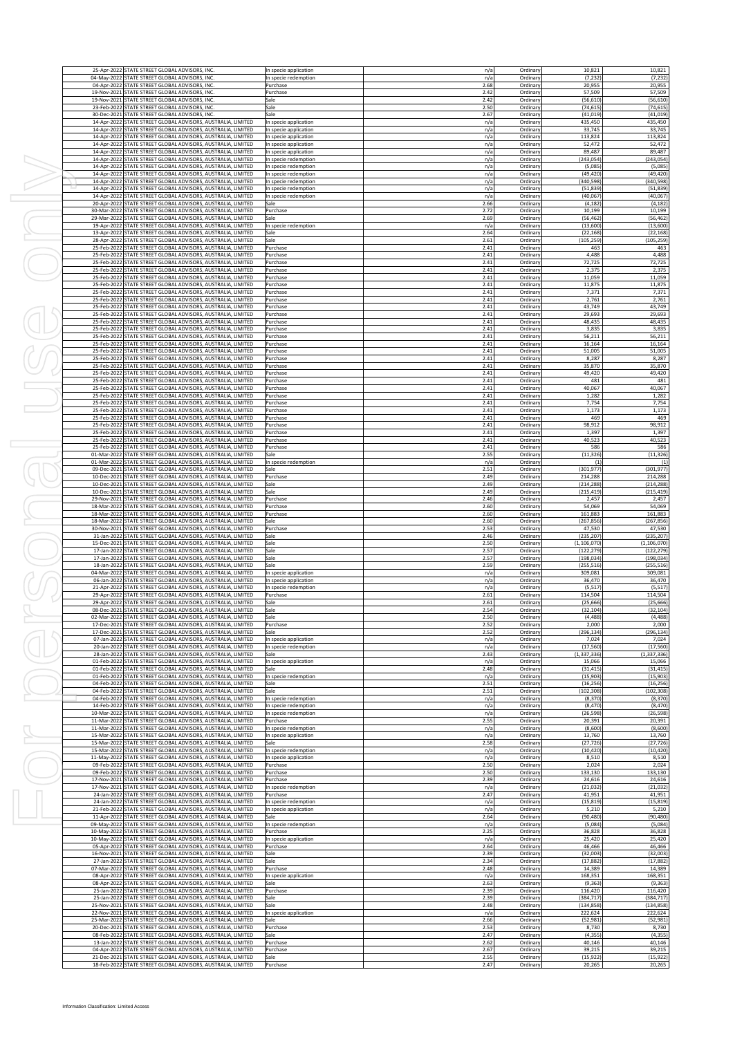| | | | | | | |
|---|---|---|---|---|---|---|
| 25-Apr-2022 | STATE STREET GLOBAL ADVISORS, INC. | In specie application | n/a | Ordinary | 10,821 | 10,821 |
| 04-May-2022 | STATE STREET GLOBAL ADVISORS, INC. | In specie redemption | n/a | Ordinary | (7,232) | (7,232) |
| 04-Apr-2022 | STATE STREET GLOBAL ADVISORS, INC. | Purchase | 2.68 | Ordinary | 20,955 | 20,955 |
| 19-Nov-2021 | STATE STREET GLOBAL ADVISORS, INC. | Purchase | 2.42 | Ordinary | 57,509 | 57,509 |
| 19-Nov-2021 | STATE STREET GLOBAL ADVISORS, INC. | Sale | 2.42 | Ordinary | (56,610) | (56,610) |
| 23-Feb-2022 | STATE STREET GLOBAL ADVISORS, INC. | Sale | 2.50 | Ordinary | (74,615) | (74,615) |
| 30-Dec-2021 | STATE STREET GLOBAL ADVISORS, INC. | Sale | 2.67 | Ordinary | (41,019) | (41,019) |
| 14-Apr-2022 | STATE STREET GLOBAL ADVISORS, AUSTRALIA, LIMITED | In specie application | n/a | Ordinary | 435,450 | 435,450 |
| 14-Apr-2022 | STATE STREET GLOBAL ADVISORS, AUSTRALIA, LIMITED | In specie application | n/a | Ordinary | 33,745 | 33,745 |
| 14-Apr-2022 | STATE STREET GLOBAL ADVISORS, AUSTRALIA, LIMITED | In specie application | n/a | Ordinary | 113,824 | 113,824 |
| 14-Apr-2022 | STATE STREET GLOBAL ADVISORS, AUSTRALIA, LIMITED | In specie application | n/a | Ordinary | 52,472 | 52,472 |
| 14-Apr-2022 | STATE STREET GLOBAL ADVISORS, AUSTRALIA, LIMITED | In specie application | n/a | Ordinary | 89,487 | 89,487 |
| 14-Apr-2022 | STATE STREET GLOBAL ADVISORS, AUSTRALIA, LIMITED | In specie redemption | n/a | Ordinary | (243,054) | (243,054) |
| 14-Apr-2022 | STATE STREET GLOBAL ADVISORS, AUSTRALIA, LIMITED | In specie redemption | n/a | Ordinary | (5,085) | (5,085) |
| 14-Apr-2022 | STATE STREET GLOBAL ADVISORS, AUSTRALIA, LIMITED | In specie redemption | n/a | Ordinary | (49,420) | (49,420) |
| 14-Apr-2022 | STATE STREET GLOBAL ADVISORS, AUSTRALIA, LIMITED | In specie redemption | n/a | Ordinary | (340,598) | (340,598) |
| 14-Apr-2022 | STATE STREET GLOBAL ADVISORS, AUSTRALIA, LIMITED | In specie redemption | n/a | Ordinary | (51,839) | (51,839) |
| 14-Apr-2022 | STATE STREET GLOBAL ADVISORS, AUSTRALIA, LIMITED | In specie redemption | n/a | Ordinary | (40,067) | (40,067) |
| 20-Apr-2022 | STATE STREET GLOBAL ADVISORS, AUSTRALIA, LIMITED | Sale | 2.66 | Ordinary | (4,182) | (4,182) |
| 30-Mar-2022 | STATE STREET GLOBAL ADVISORS, AUSTRALIA, LIMITED | Purchase | 2.72 | Ordinary | 10,199 | 10,199 |
| 29-Mar-2022 | STATE STREET GLOBAL ADVISORS, AUSTRALIA, LIMITED | Sale | 2.69 | Ordinary | (56,462) | (56,462) |
| 19-Apr-2022 | STATE STREET GLOBAL ADVISORS, AUSTRALIA, LIMITED | In specie redemption | n/a | Ordinary | (13,600) | (13,600) |
| 13-Apr-2022 | STATE STREET GLOBAL ADVISORS, AUSTRALIA, LIMITED | Sale | 2.64 | Ordinary | (22,168) | (22,168) |
| 28-Apr-2022 | STATE STREET GLOBAL ADVISORS, AUSTRALIA, LIMITED | Sale | 2.61 | Ordinary | (105,259) | (105,259) |
| 25-Feb-2022 | STATE STREET GLOBAL ADVISORS, AUSTRALIA, LIMITED | Purchase | 2.41 | Ordinary | 463 | 463 |
| 25-Feb-2022 | STATE STREET GLOBAL ADVISORS, AUSTRALIA, LIMITED | Purchase | 2.41 | Ordinary | 4,488 | 4,488 |
| 25-Feb-2022 | STATE STREET GLOBAL ADVISORS, AUSTRALIA, LIMITED | Purchase | 2.41 | Ordinary | 72,725 | 72,725 |
| 25-Feb-2022 | STATE STREET GLOBAL ADVISORS, AUSTRALIA, LIMITED | Purchase | 2.41 | Ordinary | 2,375 | 2,375 |
| 25-Feb-2022 | STATE STREET GLOBAL ADVISORS, AUSTRALIA, LIMITED | Purchase | 2.41 | Ordinary | 11,059 | 11,059 |
| 25-Feb-2022 | STATE STREET GLOBAL ADVISORS, AUSTRALIA, LIMITED | Purchase | 2.41 | Ordinary | 11,875 | 11,875 |
| 25-Feb-2022 | STATE STREET GLOBAL ADVISORS, AUSTRALIA, LIMITED | Purchase | 2.41 | Ordinary | 7,371 | 7,371 |
| 25-Feb-2022 | STATE STREET GLOBAL ADVISORS, AUSTRALIA, LIMITED | Purchase | 2.41 | Ordinary | 2,761 | 2,761 |
| 25-Feb-2022 | STATE STREET GLOBAL ADVISORS, AUSTRALIA, LIMITED | Purchase | 2.41 | Ordinary | 43,749 | 43,749 |
| 25-Feb-2022 | STATE STREET GLOBAL ADVISORS, AUSTRALIA, LIMITED | Purchase | 2.41 | Ordinary | 29,693 | 29,693 |
| 25-Feb-2022 | STATE STREET GLOBAL ADVISORS, AUSTRALIA, LIMITED | Purchase | 2.41 | Ordinary | 48,435 | 48,435 |
| 25-Feb-2022 | STATE STREET GLOBAL ADVISORS, AUSTRALIA, LIMITED | Purchase | 2.41 | Ordinary | 3,835 | 3,835 |
| 25-Feb-2022 | STATE STREET GLOBAL ADVISORS, AUSTRALIA, LIMITED | Purchase | 2.41 | Ordinary | 56,211 | 56,211 |
| 25-Feb-2022 | STATE STREET GLOBAL ADVISORS, AUSTRALIA, LIMITED | Purchase | 2.41 | Ordinary | 16,164 | 16,164 |
| 25-Feb-2022 | STATE STREET GLOBAL ADVISORS, AUSTRALIA, LIMITED | Purchase | 2.41 | Ordinary | 51,005 | 51,005 |
| 25-Feb-2022 | STATE STREET GLOBAL ADVISORS, AUSTRALIA, LIMITED | Purchase | 2.41 | Ordinary | 8,287 | 8,287 |
| 25-Feb-2022 | STATE STREET GLOBAL ADVISORS, AUSTRALIA, LIMITED | Purchase | 2.41 | Ordinary | 35,870 | 35,870 |
| 25-Feb-2022 | STATE STREET GLOBAL ADVISORS, AUSTRALIA, LIMITED | Purchase | 2.41 | Ordinary | 49,420 | 49,420 |
| 25-Feb-2022 | STATE STREET GLOBAL ADVISORS, AUSTRALIA, LIMITED | Purchase | 2.41 | Ordinary | 481 | 481 |
| 25-Feb-2022 | STATE STREET GLOBAL ADVISORS, AUSTRALIA, LIMITED | Purchase | 2.41 | Ordinary | 40,067 | 40,067 |
| 25-Feb-2022 | STATE STREET GLOBAL ADVISORS, AUSTRALIA, LIMITED | Purchase | 2.41 | Ordinary | 1,282 | 1,282 |
| 25-Feb-2022 | STATE STREET GLOBAL ADVISORS, AUSTRALIA, LIMITED | Purchase | 2.41 | Ordinary | 7,754 | 7,754 |
| 25-Feb-2022 | STATE STREET GLOBAL ADVISORS, AUSTRALIA, LIMITED | Purchase | 2.41 | Ordinary | 1,173 | 1,173 |
| 25-Feb-2022 | STATE STREET GLOBAL ADVISORS, AUSTRALIA, LIMITED | Purchase | 2.41 | Ordinary | 469 | 469 |
| 25-Feb-2022 | STATE STREET GLOBAL ADVISORS, AUSTRALIA, LIMITED | Purchase | 2.41 | Ordinary | 98,912 | 98,912 |
| 25-Feb-2022 | STATE STREET GLOBAL ADVISORS, AUSTRALIA, LIMITED | Purchase | 2.41 | Ordinary | 1,397 | 1,397 |
| 25-Feb-2022 | STATE STREET GLOBAL ADVISORS, AUSTRALIA, LIMITED | Purchase | 2.41 | Ordinary | 40,523 | 40,523 |
| 25-Feb-2022 | STATE STREET GLOBAL ADVISORS, AUSTRALIA, LIMITED | Purchase | 2.41 | Ordinary | 586 | 586 |
| 01-Mar-2022 | STATE STREET GLOBAL ADVISORS, AUSTRALIA, LIMITED | Sale | 2.55 | Ordinary | (11,326) | (11,326) |
| 01-Mar-2022 | STATE STREET GLOBAL ADVISORS, AUSTRALIA, LIMITED | In specie redemption | n/a | Ordinary | (1) | (1) |
| 09-Dec-2021 | STATE STREET GLOBAL ADVISORS, AUSTRALIA, LIMITED | Sale | 2.51 | Ordinary | (301,977) | (301,977) |
| 10-Dec-2021 | STATE STREET GLOBAL ADVISORS, AUSTRALIA, LIMITED | Purchase | 2.49 | Ordinary | 214,288 | 214,288 |
| 10-Dec-2021 | STATE STREET GLOBAL ADVISORS, AUSTRALIA, LIMITED | Sale | 2.49 | Ordinary | (214,288) | (214,288) |
| 10-Dec-2021 | STATE STREET GLOBAL ADVISORS, AUSTRALIA, LIMITED | Sale | 2.49 | Ordinary | (215,419) | (215,419) |
| 29-Nov-2021 | STATE STREET GLOBAL ADVISORS, AUSTRALIA, LIMITED | Purchase | 2.46 | Ordinary | 2,457 | 2,457 |
| 18-Mar-2022 | STATE STREET GLOBAL ADVISORS, AUSTRALIA, LIMITED | Purchase | 2.60 | Ordinary | 54,069 | 54,069 |
| 18-Mar-2022 | STATE STREET GLOBAL ADVISORS, AUSTRALIA, LIMITED | Purchase | 2.60 | Ordinary | 161,883 | 161,883 |
| 18-Mar-2022 | STATE STREET GLOBAL ADVISORS, AUSTRALIA, LIMITED | Sale | 2.60 | Ordinary | (267,856) | (267,856) |
| 30-Nov-2021 | STATE STREET GLOBAL ADVISORS, AUSTRALIA, LIMITED | Purchase | 2.53 | Ordinary | 47,530 | 47,530 |
| 31-Jan-2022 | STATE STREET GLOBAL ADVISORS, AUSTRALIA, LIMITED | Sale | 2.46 | Ordinary | (235,207) | (235,207) |
| 15-Dec-2021 | STATE STREET GLOBAL ADVISORS, AUSTRALIA, LIMITED | Sale | 2.50 | Ordinary | (1,106,070) | (1,106,070) |
| 17-Jan-2022 | STATE STREET GLOBAL ADVISORS, AUSTRALIA, LIMITED | Sale | 2.57 | Ordinary | (122,279) | (122,279) |
| 17-Jan-2022 | STATE STREET GLOBAL ADVISORS, AUSTRALIA, LIMITED | Sale | 2.57 | Ordinary | (198,034) | (198,034) |
| 18-Jan-2022 | STATE STREET GLOBAL ADVISORS, AUSTRALIA, LIMITED | Sale | 2.59 | Ordinary | (255,516) | (255,516) |
| 04-Mar-2022 | STATE STREET GLOBAL ADVISORS, AUSTRALIA, LIMITED | In specie application | n/a | Ordinary | 309,081 | 309,081 |
| 06-Jan-2022 | STATE STREET GLOBAL ADVISORS, AUSTRALIA, LIMITED | In specie application | n/a | Ordinary | 36,470 | 36,470 |
| 21-Apr-2022 | STATE STREET GLOBAL ADVISORS, AUSTRALIA, LIMITED | In specie redemption | n/a | Ordinary | (5,517) | (5,517) |
| 29-Apr-2022 | STATE STREET GLOBAL ADVISORS, AUSTRALIA, LIMITED | Purchase | 2.61 | Ordinary | 114,504 | 114,504 |
| 29-Apr-2022 | STATE STREET GLOBAL ADVISORS, AUSTRALIA, LIMITED | Sale | 2.61 | Ordinary | (25,666) | (25,666) |
| 08-Dec-2021 | STATE STREET GLOBAL ADVISORS, AUSTRALIA, LIMITED | Sale | 2.54 | Ordinary | (32,104) | (32,104) |
| 02-Mar-2022 | STATE STREET GLOBAL ADVISORS, AUSTRALIA, LIMITED | Sale | 2.50 | Ordinary | (4,488) | (4,488) |
| 17-Dec-2021 | STATE STREET GLOBAL ADVISORS, AUSTRALIA, LIMITED | Purchase | 2.52 | Ordinary | 2,000 | 2,000 |
| 17-Dec-2021 | STATE STREET GLOBAL ADVISORS, AUSTRALIA, LIMITED | Sale | 2.52 | Ordinary | (296,134) | (296,134) |
| 07-Jan-2022 | STATE STREET GLOBAL ADVISORS, AUSTRALIA, LIMITED | In specie application | n/a | Ordinary | 7,024 | 7,024 |
| 20-Jan-2022 | STATE STREET GLOBAL ADVISORS, AUSTRALIA, LIMITED | In specie redemption | n/a | Ordinary | (17,560) | (17,560) |
| 28-Jan-2022 | STATE STREET GLOBAL ADVISORS, AUSTRALIA, LIMITED | Sale | 2.43 | Ordinary | (1,337,336) | (1,337,336) |
| 01-Feb-2022 | STATE STREET GLOBAL ADVISORS, AUSTRALIA, LIMITED | In specie application | n/a | Ordinary | 15,066 | 15,066 |
| 01-Feb-2022 | STATE STREET GLOBAL ADVISORS, AUSTRALIA, LIMITED | Sale | 2.48 | Ordinary | (31,415) | (31,415) |
| 01-Feb-2022 | STATE STREET GLOBAL ADVISORS, AUSTRALIA, LIMITED | In specie redemption | n/a | Ordinary | (15,903) | (15,903) |
| 04-Feb-2022 | STATE STREET GLOBAL ADVISORS, AUSTRALIA, LIMITED | Sale | 2.51 | Ordinary | (16,256) | (16,256) |
| 04-Feb-2022 | STATE STREET GLOBAL ADVISORS, AUSTRALIA, LIMITED | Sale | 2.51 | Ordinary | (102,308) | (102,308) |
| 04-Feb-2022 | STATE STREET GLOBAL ADVISORS, AUSTRALIA, LIMITED | In specie redemption | n/a | Ordinary | (8,370) | (8,370) |
| 14-Feb-2022 | STATE STREET GLOBAL ADVISORS, AUSTRALIA, LIMITED | In specie redemption | n/a | Ordinary | (8,470) | (8,470) |
| 10-Mar-2022 | STATE STREET GLOBAL ADVISORS, AUSTRALIA, LIMITED | In specie redemption | n/a | Ordinary | (26,598) | (26,598) |
| 11-Mar-2022 | STATE STREET GLOBAL ADVISORS, AUSTRALIA, LIMITED | Purchase | 2.55 | Ordinary | 20,391 | 20,391 |
| 11-Mar-2022 | STATE STREET GLOBAL ADVISORS, AUSTRALIA, LIMITED | In specie redemption | n/a | Ordinary | (8,600) | (8,600) |
| 15-Mar-2022 | STATE STREET GLOBAL ADVISORS, AUSTRALIA, LIMITED | In specie application | n/a | Ordinary | 13,760 | 13,760 |
| 15-Mar-2022 | STATE STREET GLOBAL ADVISORS, AUSTRALIA, LIMITED | Sale | 2.58 | Ordinary | (27,726) | (27,726) |
| 15-Mar-2022 | STATE STREET GLOBAL ADVISORS, AUSTRALIA, LIMITED | In specie redemption | n/a | Ordinary | (10,420) | (10,420) |
| 11-May-2022 | STATE STREET GLOBAL ADVISORS, AUSTRALIA, LIMITED | In specie application | n/a | Ordinary | 8,510 | 8,510 |
| 09-Feb-2022 | STATE STREET GLOBAL ADVISORS, AUSTRALIA, LIMITED | Purchase | 2.50 | Ordinary | 2,024 | 2,024 |
| 09-Feb-2022 | STATE STREET GLOBAL ADVISORS, AUSTRALIA, LIMITED | Purchase | 2.50 | Ordinary | 133,130 | 133,130 |
| 17-Nov-2021 | STATE STREET GLOBAL ADVISORS, AUSTRALIA, LIMITED | Purchase | 2.39 | Ordinary | 24,616 | 24,616 |
| 17-Nov-2021 | STATE STREET GLOBAL ADVISORS, AUSTRALIA, LIMITED | In specie redemption | n/a | Ordinary | (21,032) | (21,032) |
| 24-Jan-2022 | STATE STREET GLOBAL ADVISORS, AUSTRALIA, LIMITED | Purchase | 2.47 | Ordinary | 41,951 | 41,951 |
| 24-Jan-2022 | STATE STREET GLOBAL ADVISORS, AUSTRALIA, LIMITED | In specie redemption | n/a | Ordinary | (15,819) | (15,819) |
| 21-Feb-2022 | STATE STREET GLOBAL ADVISORS, AUSTRALIA, LIMITED | In specie application | n/a | Ordinary | 5,210 | 5,210 |
| 11-Apr-2022 | STATE STREET GLOBAL ADVISORS, AUSTRALIA, LIMITED | Sale | 2.64 | Ordinary | (90,480) | (90,480) |
| 09-May-2022 | STATE STREET GLOBAL ADVISORS, AUSTRALIA, LIMITED | In specie redemption | n/a | Ordinary | (5,084) | (5,084) |
| 10-May-2022 | STATE STREET GLOBAL ADVISORS, AUSTRALIA, LIMITED | Purchase | 2.25 | Ordinary | 36,828 | 36,828 |
| 10-May-2022 | STATE STREET GLOBAL ADVISORS, AUSTRALIA, LIMITED | In specie application | n/a | Ordinary | 25,420 | 25,420 |
| 05-Apr-2022 | STATE STREET GLOBAL ADVISORS, AUSTRALIA, LIMITED | Purchase | 2.64 | Ordinary | 46,466 | 46,466 |
| 16-Nov-2021 | STATE STREET GLOBAL ADVISORS, AUSTRALIA, LIMITED | Sale | 2.39 | Ordinary | (32,003) | (32,003) |
| 27-Jan-2022 | STATE STREET GLOBAL ADVISORS, AUSTRALIA, LIMITED | Sale | 2.34 | Ordinary | (17,882) | (17,882) |
| 07-Mar-2022 | STATE STREET GLOBAL ADVISORS, AUSTRALIA, LIMITED | Purchase | 2.48 | Ordinary | 14,389 | 14,389 |
| 08-Apr-2022 | STATE STREET GLOBAL ADVISORS, AUSTRALIA, LIMITED | In specie application | n/a | Ordinary | 168,351 | 168,351 |
| 08-Apr-2022 | STATE STREET GLOBAL ADVISORS, AUSTRALIA, LIMITED | Sale | 2.63 | Ordinary | (9,363) | (9,363) |
| 25-Jan-2022 | STATE STREET GLOBAL ADVISORS, AUSTRALIA, LIMITED | Purchase | 2.39 | Ordinary | 116,420 | 116,420 |
| 25-Jan-2022 | STATE STREET GLOBAL ADVISORS, AUSTRALIA, LIMITED | Sale | 2.39 | Ordinary | (384,717) | (384,717) |
| 25-Nov-2021 | STATE STREET GLOBAL ADVISORS, AUSTRALIA, LIMITED | Sale | 2.48 | Ordinary | (134,858) | (134,858) |
| 22-Nov-2021 | STATE STREET GLOBAL ADVISORS, AUSTRALIA, LIMITED | In specie application | n/a | Ordinary | 222,624 | 222,624 |
| 25-Mar-2022 | STATE STREET GLOBAL ADVISORS, AUSTRALIA, LIMITED | Sale | 2.66 | Ordinary | (52,981) | (52,981) |
| 20-Dec-2021 | STATE STREET GLOBAL ADVISORS, AUSTRALIA, LIMITED | Purchase | 2.53 | Ordinary | 8,730 | 8,730 |
| 08-Feb-2022 | STATE STREET GLOBAL ADVISORS, AUSTRALIA, LIMITED | Sale | 2.47 | Ordinary | (4,355) | (4,355) |
| 13-Jan-2022 | STATE STREET GLOBAL ADVISORS, AUSTRALIA, LIMITED | Purchase | 2.62 | Ordinary | 40,146 | 40,146 |
| 04-Apr-2022 | STATE STREET GLOBAL ADVISORS, AUSTRALIA, LIMITED | Purchase | 2.67 | Ordinary | 39,215 | 39,215 |
| 21-Dec-2021 | STATE STREET GLOBAL ADVISORS, AUSTRALIA, LIMITED | Sale | 2.55 | Ordinary | (15,922) | (15,922) |
| 18-Feb-2022 | STATE STREET GLOBAL ADVISORS, AUSTRALIA, LIMITED | Purchase | 2.47 | Ordinary | 20,265 | 20,265 |

Information Classification: Limited Access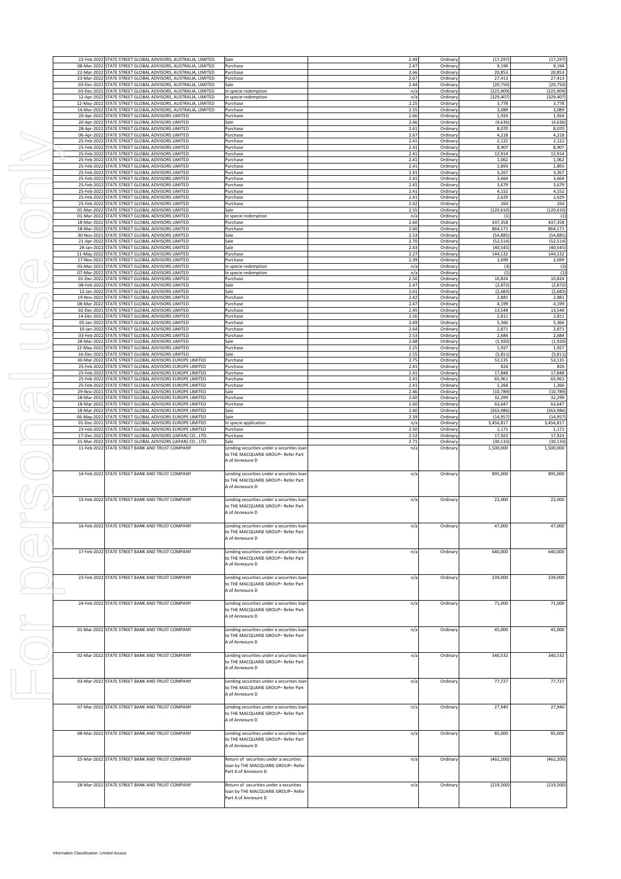| | | | | | | |
|---|---|---|---|---|---|---|
| 22-Feb-2022 | STATE STREET GLOBAL ADVISORS, AUSTRALIA, LIMITED | Sale | 2.49 | Ordinary | (17,297) | (17,297) |
| 08-Mar-2022 | STATE STREET GLOBAL ADVISORS, AUSTRALIA, LIMITED | Purchase | 2.47 | Ordinary | 9,194 | 9,194 |
| 22-Mar-2022 | STATE STREET GLOBAL ADVISORS, AUSTRALIA, LIMITED | Purchase | 2.66 | Ordinary | 20,853 | 20,853 |
| 23-Mar-2022 | STATE STREET GLOBAL ADVISORS, AUSTRALIA, LIMITED | Purchase | 2.67 | Ordinary | 27,413 | 27,413 |
| 03-Dec-2021 | STATE STREET GLOBAL ADVISORS, AUSTRALIA, LIMITED | Sale | 2.44 | Ordinary | (20,750) | (20,750) |
| 03-Dec-2021 | STATE STREET GLOBAL ADVISORS, AUSTRALIA, LIMITED | In specie redemption | n/a | Ordinary | (225,909) | (225,909) |
| 12-Apr-2022 | STATE STREET GLOBAL ADVISORS, AUSTRALIA, LIMITED | In specie redemption | n/a | Ordinary | (329,407) | (329,407) |
| 12-May-2022 | STATE STREET GLOBAL ADVISORS, AUSTRALIA, LIMITED | Purchase | 2.25 | Ordinary | 3,778 | 3,778 |
| 14-Mar-2022 | STATE STREET GLOBAL ADVISORS, AUSTRALIA, LIMITED | Purchase | 2.55 | Ordinary | 3,089 | 3,089 |
| 20-Apr-2022 | STATE STREET GLOBAL ADVISORS LIMITED | Purchase | 2.66 | Ordinary | 1,924 | 1,924 |
| 20-Apr-2022 | STATE STREET GLOBAL ADVISORS LIMITED | Sale | 2.66 | Ordinary | (4,636) | (4,636) |
| 28-Apr-2022 | STATE STREET GLOBAL ADVISORS LIMITED | Purchase | 2.61 | Ordinary | 8,070 | 8,070 |
| 06-Apr-2022 | STATE STREET GLOBAL ADVISORS LIMITED | Purchase | 2.67 | Ordinary | 4,218 | 4,218 |
| 25-Feb-2022 | STATE STREET GLOBAL ADVISORS LIMITED | Purchase | 2.41 | Ordinary | 2,122 | 2,122 |
| 25-Feb-2022 | STATE STREET GLOBAL ADVISORS LIMITED | Purchase | 2.41 | Ordinary | 8,907 | 8,907 |
| 25-Feb-2022 | STATE STREET GLOBAL ADVISORS LIMITED | Purchase | 2.41 | Ordinary | 12,914 | 12,914 |
| 25-Feb-2022 | STATE STREET GLOBAL ADVISORS LIMITED | Purchase | 2.41 | Ordinary | 1,062 | 1,062 |
| 25-Feb-2022 | STATE STREET GLOBAL ADVISORS LIMITED | Purchase | 2.41 | Ordinary | 1,893 | 1,893 |
| 25-Feb-2022 | STATE STREET GLOBAL ADVISORS LIMITED | Purchase | 2.41 | Ordinary | 3,267 | 3,267 |
| 25-Feb-2022 | STATE STREET GLOBAL ADVISORS LIMITED | Purchase | 2.41 | Ordinary | 3,664 | 3,664 |
| 25-Feb-2022 | STATE STREET GLOBAL ADVISORS LIMITED | Purchase | 2.41 | Ordinary | 3,679 | 3,679 |
| 25-Feb-2022 | STATE STREET GLOBAL ADVISORS LIMITED | Purchase | 2.41 | Ordinary | 4,152 | 4,152 |
| 25-Feb-2022 | STATE STREET GLOBAL ADVISORS LIMITED | Purchase | 2.41 | Ordinary | 2,629 | 2,629 |
| 25-Feb-2022 | STATE STREET GLOBAL ADVISORS LIMITED | Purchase | 2.42 | Ordinary | 264 | 264 |
| 01-Mar-2022 | STATE STREET GLOBAL ADVISORS LIMITED | Sale | 2.55 | Ordinary | (120,610) | (120,610) |
| 01-Mar-2022 | STATE STREET GLOBAL ADVISORS LIMITED | In specie redemption | n/a | Ordinary | (1) | (1) |
| 18-Mar-2022 | STATE STREET GLOBAL ADVISORS LIMITED | Purchase | 2.60 | Ordinary | 437,358 | 437,358 |
| 18-Mar-2022 | STATE STREET GLOBAL ADVISORS LIMITED | Purchase | 2.60 | Ordinary | 864,171 | 864,171 |
| 30-Nov-2021 | STATE STREET GLOBAL ADVISORS LIMITED | Sale | 2.53 | Ordinary | (54,885) | (54,885) |
| 21-Apr-2022 | STATE STREET GLOBAL ADVISORS LIMITED | Sale | 2.70 | Ordinary | (52,514) | (52,514) |
| 28-Jan-2022 | STATE STREET GLOBAL ADVISORS LIMITED | Sale | 2.43 | Ordinary | (40,545) | (40,545) |
| 11-May-2022 | STATE STREET GLOBAL ADVISORS LIMITED | Purchase | 2.27 | Ordinary | 144,132 | 144,132 |
| 17-Nov-2021 | STATE STREET GLOBAL ADVISORS LIMITED | Purchase | 2.39 | Ordinary | 2,699 | 2,699 |
| 03-Mar-2022 | STATE STREET GLOBAL ADVISORS LIMITED | In specie redemption | n/a | Ordinary | (3) | (3) |
| 07-Mar-2022 | STATE STREET GLOBAL ADVISORS LIMITED | In specie redemption | n/a | Ordinary | (1) | (1) |
| 01-Dec-2021 | STATE STREET GLOBAL ADVISORS LIMITED | Purchase | 2.50 | Ordinary | 10,824 | 10,824 |
| 08-Feb-2022 | STATE STREET GLOBAL ADVISORS LIMITED | Sale | 2.47 | Ordinary | (2,872) | (2,872) |
| 12-Jan-2022 | STATE STREET GLOBAL ADVISORS LIMITED | Sale | 2.61 | Ordinary | (2,683) | (2,683) |
| 19-Nov-2021 | STATE STREET GLOBAL ADVISORS LIMITED | Purchase | 2.42 | Ordinary | 2,881 | 2,881 |
| 08-Mar-2022 | STATE STREET GLOBAL ADVISORS LIMITED | Purchase | 2.47 | Ordinary | 4,199 | 4,199 |
| 02-Dec-2021 | STATE STREET GLOBAL ADVISORS LIMITED | Purchase | 2.45 | Ordinary | 13,548 | 13,548 |
| 14-Dec-2021 | STATE STREET GLOBAL ADVISORS LIMITED | Purchase | 2.56 | Ordinary | 2,811 | 2,811 |
| 05-Jan-2022 | STATE STREET GLOBAL ADVISORS LIMITED | Purchase | 2.69 | Ordinary | 5,366 | 5,366 |
| 10-Jan-2022 | STATE STREET GLOBAL ADVISORS LIMITED | Purchase | 2.64 | Ordinary | 2,871 | 2,871 |
| 03-Feb-2022 | STATE STREET GLOBAL ADVISORS LIMITED | Purchase | 2.53 | Ordinary | 2,684 | 2,684 |
| 28-Mar-2022 | STATE STREET GLOBAL ADVISORS LIMITED | Sale | 2.68 | Ordinary | (1,920) | (1,920) |
| 12-May-2022 | STATE STREET GLOBAL ADVISORS LIMITED | Purchase | 2.25 | Ordinary | 1,927 | 1,927 |
| 16-Dec-2021 | STATE STREET GLOBAL ADVISORS LIMITED | Sale | 2.55 | Ordinary | (5,811) | (5,811) |
| 30-Mar-2022 | STATE STREET GLOBAL ADVISORS EUROPE LIMITED | Purchase | 2.75 | Ordinary | 53,135 | 53,135 |
| 25-Feb-2022 | STATE STREET GLOBAL ADVISORS EUROPE LIMITED | Purchase | 2.41 | Ordinary | 826 | 826 |
| 25-Feb-2022 | STATE STREET GLOBAL ADVISORS EUROPE LIMITED | Purchase | 2.41 | Ordinary | 17,848 | 17,848 |
| 25-Feb-2022 | STATE STREET GLOBAL ADVISORS EUROPE LIMITED | Purchase | 2.41 | Ordinary | 65,961 | 65,961 |
| 25-Feb-2022 | STATE STREET GLOBAL ADVISORS EUROPE LIMITED | Purchase | 2.41 | Ordinary | 1,266 | 1,266 |
| 29-Nov-2021 | STATE STREET GLOBAL ADVISORS EUROPE LIMITED | Sale | 2.46 | Ordinary | (10,789) | (10,789) |
| 18-Mar-2022 | STATE STREET GLOBAL ADVISORS EUROPE LIMITED | Purchase | 2.60 | Ordinary | 32,299 | 32,299 |
| 18-Mar-2022 | STATE STREET GLOBAL ADVISORS EUROPE LIMITED | Purchase | 2.60 | Ordinary | 63,647 | 63,647 |
| 18-Mar-2022 | STATE STREET GLOBAL ADVISORS EUROPE LIMITED | Sale | 2.60 | Ordinary | (263,986) | (263,986) |
| 06-May-2022 | STATE STREET GLOBAL ADVISORS EUROPE LIMITED | Sale | 2.39 | Ordinary | (14,957) | (14,957) |
| 01-Dec-2021 | STATE STREET GLOBAL ADVISORS EUROPE LIMITED | In specie application | n/a | Ordinary | 3,456,817 | 3,456,817 |
| 23-Feb-2022 | STATE STREET GLOBAL ADVISORS EUROPE LIMITED | Purchase | 2.50 | Ordinary | 1,171 | 1,171 |
| 17-Dec-2021 | STATE STREET GLOBAL ADVISORS (JAPAN) CO., LTD. | Purchase | 2.52 | Ordinary | 17,923 | 17,923 |
| 31-Mar-2022 | STATE STREET GLOBAL ADVISORS (JAPAN) CO., LTD. | Sale | 2.71 | Ordinary | (30,133) | (30,133) |
| 11-Feb-2022 | STATE STREET BANK AND TRUST COMPANY | Lending securities under a securities loan to THE MACQUARIE GROUP– Refer Part A of Annexure D | n/a | Ordinary | 1,500,000 | 1,500,000 |
| 14-Feb-2022 | STATE STREET BANK AND TRUST COMPANY | Lending securities under a securities loan to THE MACQUARIE GROUP– Refer Part A of Annexure D | n/a | Ordinary | 895,000 | 895,000 |
| 15-Feb-2022 | STATE STREET BANK AND TRUST COMPANY | Lending securities under a securities loan to THE MACQUARIE GROUP– Refer Part A of Annexure D | n/a | Ordinary | 22,000 | 22,000 |
| 16-Feb-2022 | STATE STREET BANK AND TRUST COMPANY | Lending securities under a securities loan to THE MACQUARIE GROUP– Refer Part A of Annexure D | n/a | Ordinary | 47,000 | 47,000 |
| 17-Feb-2022 | STATE STREET BANK AND TRUST COMPANY | Lending securities under a securities loan to THE MACQUARIE GROUP– Refer Part A of Annexure D | n/a | Ordinary | 640,000 | 640,000 |
| 23-Feb-2022 | STATE STREET BANK AND TRUST COMPANY | Lending securities under a securities loan to THE MACQUARIE GROUP– Refer Part A of Annexure D | n/a | Ordinary | 239,000 | 239,000 |
| 24-Feb-2022 | STATE STREET BANK AND TRUST COMPANY | Lending securities under a securities loan to THE MACQUARIE GROUP– Refer Part A of Annexure D | n/a | Ordinary | 71,000 | 71,000 |
| 01-Mar-2022 | STATE STREET BANK AND TRUST COMPANY | Lending securities under a securities loan to THE MACQUARIE GROUP– Refer Part A of Annexure D | n/a | Ordinary | 45,000 | 45,000 |
| 02-Mar-2022 | STATE STREET BANK AND TRUST COMPANY | Lending securities under a securities loan to THE MACQUARIE GROUP– Refer Part A of Annexure D | n/a | Ordinary | 340,532 | 340,532 |
| 03-Mar-2022 | STATE STREET BANK AND TRUST COMPANY | Lending securities under a securities loan to THE MACQUARIE GROUP– Refer Part A of Annexure D | n/a | Ordinary | 77,727 | 77,727 |
| 07-Mar-2022 | STATE STREET BANK AND TRUST COMPANY | Lending securities under a securities loan to THE MACQUARIE GROUP– Refer Part A of Annexure D | n/a | Ordinary | 27,940 | 27,940 |
| 08-Mar-2022 | STATE STREET BANK AND TRUST COMPANY | Lending securities under a securities loan to THE MACQUARIE GROUP– Refer Part A of Annexure D | n/a | Ordinary | 85,000 | 85,000 |
| 25-Mar-2022 | STATE STREET BANK AND TRUST COMPANY | Return of securities under a securities loan by THE MACQUARIE GROUP– Refer Part A of Annexure D | n/a | Ordinary | (462,200) | (462,200) |
| 28-Mar-2022 | STATE STREET BANK AND TRUST COMPANY | Return of securities under a securities loan by THE MACQUARIE GROUP– Refer Part A of Annexure D | n/a | Ordinary | (219,500) | (219,500) |

Information Classification: Limited Access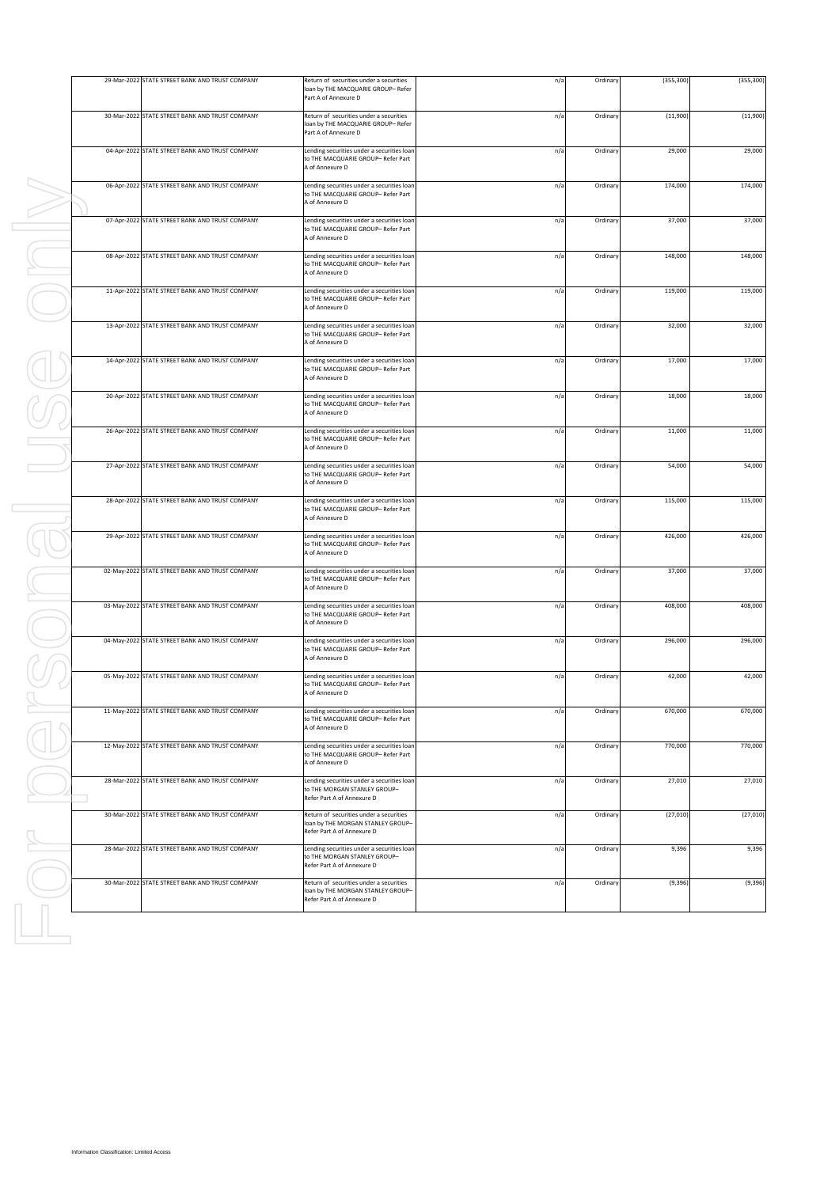| | | | | | | |
|---|---|---|---|---|---|---|
| 29-Mar-2022 | STATE STREET BANK AND TRUST COMPANY | Return of securities under a securities loan by THE MACQUARIE GROUP– Refer Part A of Annexure D | n/a | Ordinary | (355,300) | (355,300) |
| 30-Mar-2022 | STATE STREET BANK AND TRUST COMPANY | Return of securities under a securities loan by THE MACQUARIE GROUP– Refer Part A of Annexure D | n/a | Ordinary | (11,900) | (11,900) |
| 04-Apr-2022 | STATE STREET BANK AND TRUST COMPANY | Lending securities under a securities loan to THE MACQUARIE GROUP– Refer Part A of Annexure D | n/a | Ordinary | 29,000 | 29,000 |
| 06-Apr-2022 | STATE STREET BANK AND TRUST COMPANY | Lending securities under a securities loan to THE MACQUARIE GROUP– Refer Part A of Annexure D | n/a | Ordinary | 174,000 | 174,000 |
| 07-Apr-2022 | STATE STREET BANK AND TRUST COMPANY | Lending securities under a securities loan to THE MACQUARIE GROUP– Refer Part A of Annexure D | n/a | Ordinary | 37,000 | 37,000 |
| 08-Apr-2022 | STATE STREET BANK AND TRUST COMPANY | Lending securities under a securities loan to THE MACQUARIE GROUP– Refer Part A of Annexure D | n/a | Ordinary | 148,000 | 148,000 |
| 11-Apr-2022 | STATE STREET BANK AND TRUST COMPANY | Lending securities under a securities loan to THE MACQUARIE GROUP– Refer Part A of Annexure D | n/a | Ordinary | 119,000 | 119,000 |
| 13-Apr-2022 | STATE STREET BANK AND TRUST COMPANY | Lending securities under a securities loan to THE MACQUARIE GROUP– Refer Part A of Annexure D | n/a | Ordinary | 32,000 | 32,000 |
| 14-Apr-2022 | STATE STREET BANK AND TRUST COMPANY | Lending securities under a securities loan to THE MACQUARIE GROUP– Refer Part A of Annexure D | n/a | Ordinary | 17,000 | 17,000 |
| 20-Apr-2022 | STATE STREET BANK AND TRUST COMPANY | Lending securities under a securities loan to THE MACQUARIE GROUP– Refer Part A of Annexure D | n/a | Ordinary | 18,000 | 18,000 |
| 26-Apr-2022 | STATE STREET BANK AND TRUST COMPANY | Lending securities under a securities loan to THE MACQUARIE GROUP– Refer Part A of Annexure D | n/a | Ordinary | 11,000 | 11,000 |
| 27-Apr-2022 | STATE STREET BANK AND TRUST COMPANY | Lending securities under a securities loan to THE MACQUARIE GROUP– Refer Part A of Annexure D | n/a | Ordinary | 54,000 | 54,000 |
| 28-Apr-2022 | STATE STREET BANK AND TRUST COMPANY | Lending securities under a securities loan to THE MACQUARIE GROUP– Refer Part A of Annexure D | n/a | Ordinary | 115,000 | 115,000 |
| 29-Apr-2022 | STATE STREET BANK AND TRUST COMPANY | Lending securities under a securities loan to THE MACQUARIE GROUP– Refer Part A of Annexure D | n/a | Ordinary | 426,000 | 426,000 |
| 02-May-2022 | STATE STREET BANK AND TRUST COMPANY | Lending securities under a securities loan to THE MACQUARIE GROUP– Refer Part A of Annexure D | n/a | Ordinary | 37,000 | 37,000 |
| 03-May-2022 | STATE STREET BANK AND TRUST COMPANY | Lending securities under a securities loan to THE MACQUARIE GROUP– Refer Part A of Annexure D | n/a | Ordinary | 408,000 | 408,000 |
| 04-May-2022 | STATE STREET BANK AND TRUST COMPANY | Lending securities under a securities loan to THE MACQUARIE GROUP– Refer Part A of Annexure D | n/a | Ordinary | 296,000 | 296,000 |
| 05-May-2022 | STATE STREET BANK AND TRUST COMPANY | Lending securities under a securities loan to THE MACQUARIE GROUP– Refer Part A of Annexure D | n/a | Ordinary | 42,000 | 42,000 |
| 11-May-2022 | STATE STREET BANK AND TRUST COMPANY | Lending securities under a securities loan to THE MACQUARIE GROUP– Refer Part A of Annexure D | n/a | Ordinary | 670,000 | 670,000 |
| 12-May-2022 | STATE STREET BANK AND TRUST COMPANY | Lending securities under a securities loan to THE MACQUARIE GROUP– Refer Part A of Annexure D | n/a | Ordinary | 770,000 | 770,000 |
| 28-Mar-2022 | STATE STREET BANK AND TRUST COMPANY | Lending securities under a securities loan to THE MORGAN STANLEY GROUP– Refer Part A of Annexure D | n/a | Ordinary | 27,010 | 27,010 |
| 30-Mar-2022 | STATE STREET BANK AND TRUST COMPANY | Return of securities under a securities loan by THE MORGAN STANLEY GROUP– Refer Part A of Annexure D | n/a | Ordinary | (27,010) | (27,010) |
| 28-Mar-2022 | STATE STREET BANK AND TRUST COMPANY | Lending securities under a securities loan to THE MORGAN STANLEY GROUP– Refer Part A of Annexure D | n/a | Ordinary | 9,396 | 9,396 |
| 30-Mar-2022 | STATE STREET BANK AND TRUST COMPANY | Return of securities under a securities loan by THE MORGAN STANLEY GROUP– Refer Part A of Annexure D | n/a | Ordinary | (9,396) | (9,396) |

Information Classification: Limited Access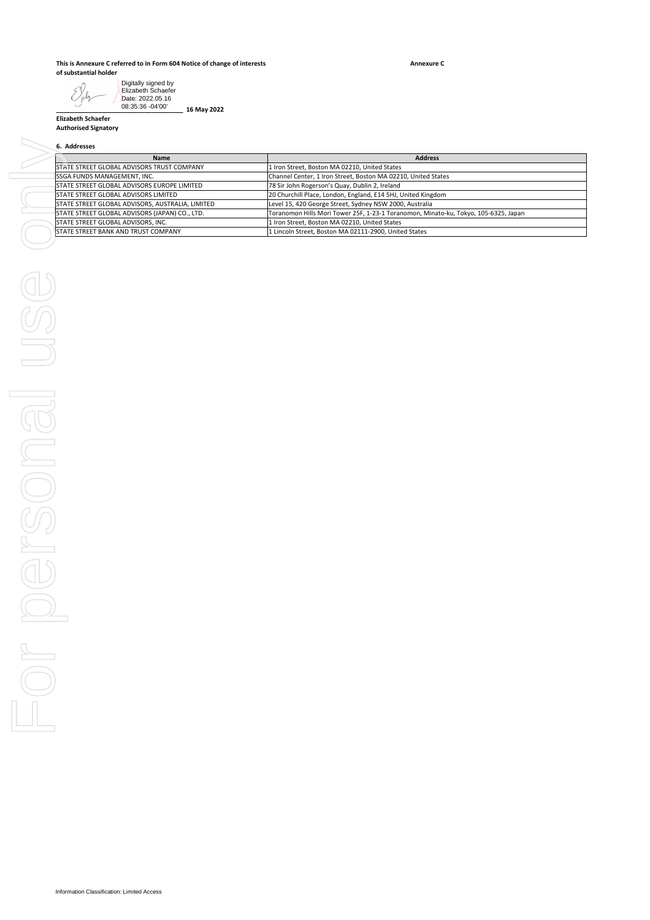**This is Annexure C referred to in Form 604 Notice of change of interests of substantial holder**

**Annexure C**

Digitally signed by Elizabeth Schaefer
Date: 2022.05.16 08:35:36 -04'00'

______________________________ **16 May 2022**

**Elizabeth Schaefer**
**Authorised Signatory**

**6. Addresses**

| Name | Address |
|---|---|
| STATE STREET GLOBAL ADVISORS TRUST COMPANY | 1 Iron Street, Boston MA 02210, United States |
| SSGA FUNDS MANAGEMENT, INC. | Channel Center, 1 Iron Street, Boston MA 02210, United States |
| STATE STREET GLOBAL ADVISORS EUROPE LIMITED | 78 Sir John Rogerson's Quay, Dublin 2, Ireland |
| STATE STREET GLOBAL ADVISORS LIMITED | 20 Churchill Place, London, England, E14 5HJ, United Kingdom |
| STATE STREET GLOBAL ADVISORS, AUSTRALIA, LIMITED | Level 15, 420 George Street, Sydney NSW 2000, Australia |
| STATE STREET GLOBAL ADVISORS (JAPAN) CO., LTD. | Toranomon Hills Mori Tower 25F, 1-23-1 Toranomon, Minato-ku, Tokyo, 105-6325, Japan |
| STATE STREET GLOBAL ADVISORS, INC. | 1 Iron Street, Boston MA 02210, United States |
| STATE STREET BANK AND TRUST COMPANY | 1 Lincoln Street, Boston MA 02111-2900, United States |

Information Classification: Limited Access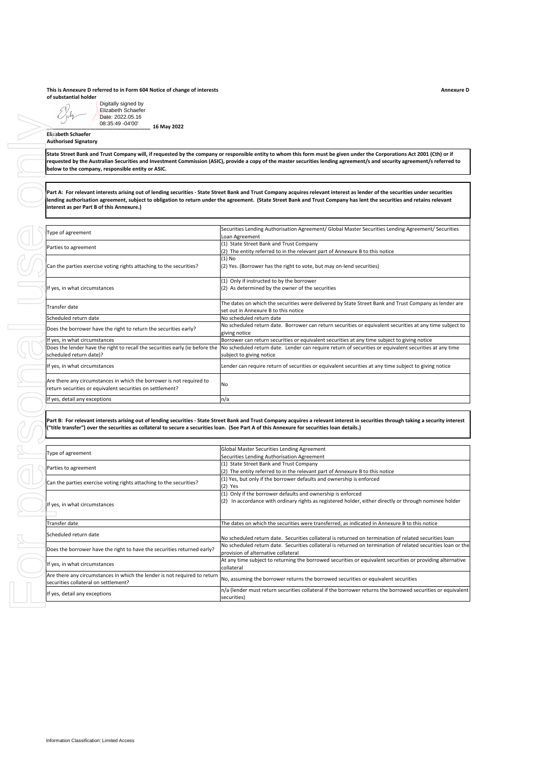**This is Annexure D referred to in Form 604 Notice of change of interests of substantial holder**

**Annexure D**

Digitally signed by Elizabeth Schaefer
Date: 2022.05.16 08:35:49 -04'00'

**16 May 2022**

**Elizabeth Schaefer**
**Authorised Signatory**

**State Street Bank and Trust Company will, if requested by the company or responsible entity to whom this form must be given under the Corporations Act 2001 (Cth) or if requested by the Australian Securities and Investment Commission (ASIC), provide a copy of the master securities lending agreement/s and security agreement/s referred to below to the company, responsible entity or ASIC.**

**Part A: For relevant interests arising out of lending securities - State Street Bank and Trust Company acquires relevant interest as lender of the securities under securities lending authorisation agreement, subject to obligation to return under the agreement. (State Street Bank and Trust Company has lent the securities and retains relevant interest as per Part B of this Annexure.)**

| | |
|---|---|
| Type of agreement | Securities Lending Authorisation Agreement/ Global Master Securities Lending Agreement/ Securities Loan Agreement |
| Parties to agreement | (1) State Street Bank and Trust Company<br>(2) The entity referred to in the relevant part of Annexure B to this notice |
| Can the parties exercise voting rights attaching to the securities? | (1) No<br>(2) Yes. (Borrower has the right to vote, but may on-lend securities) |
| If yes, in what circumstances | (1) Only if instructed to by the borrower<br>(2) As determined by the owner of the securities |
| Transfer date | The dates on which the securities were delivered by State Street Bank and Trust Company as lender are set out in Annexure B to this notice |
| Scheduled return date | No scheduled return date |
| Does the borrower have the right to return the securities early? | No scheduled return date. Borrower can return securities or equivalent securities at any time subject to giving notice |
| If yes, in what circumstances | Borrower can return securities or equivalent securities at any time subject to giving notice |
| Does the lender have the right to recall the securities early (ie before the scheduled return date)? | No scheduled return date. Lender can require return of securities or equivalent securities at any time subject to giving notice |
| If yes, in what circumstances | Lender can require return of securities or equivalent securities at any time subject to giving notice |
| Are there any circumstances in which the borrower is not required to return securities or equivalent securities on settlement? | No |
| If yes, detail any exceptions | n/a |

**Part B: For relevant interests arising out of lending securities - State Street Bank and Trust Company acquires a relevant interest in securities through taking a security interest ("title transfer") over the securities as collateral to secure a securities loan. (See Part A of this Annexure for securities loan details.)**

| | |
|---|---|
| Type of agreement | Global Master Securities Lending Agreement<br>Securities Lending Authorisation Agreement |
| Parties to agreement | (1) State Street Bank and Trust Company<br>(2) The entity referred to in the relevant part of Annexure B to this notice |
| Can the parties exercise voting rights attaching to the securities? | (1) Yes, but only if the borrower defaults and ownership is enforced<br>(2) Yes |
| If yes, in what circumstances | (1) Only if the borrower defaults and ownership is enforced<br>(2) In accordance with ordinary rights as registered holder, either directly or through nominee holder |
| Transfer date | The dates on which the securities were transferred, as indicated in Annexure B to this notice |
| Scheduled return date | No scheduled return date. Securities collateral is returned on termination of related securities loan |
| Does the borrower have the right to have the securities returned early? | No scheduled return date. Securities collateral is returned on termination of related securities loan or the provision of alternative collateral |
| If yes, in what circumstances | At any time subject to returning the borrowed securities or equivalent securities or providing alternative collateral |
| Are there any circumstances in which the lender is not required to return securities collateral on settlement? | No, assuming the borrower returns the borrowed securities or equivalent securities |
| If yes, detail any exceptions | n/a (lender must return securities collateral if the borrower returns the borrowed securities or equivalent securities) |

Information Classification: Limited Access